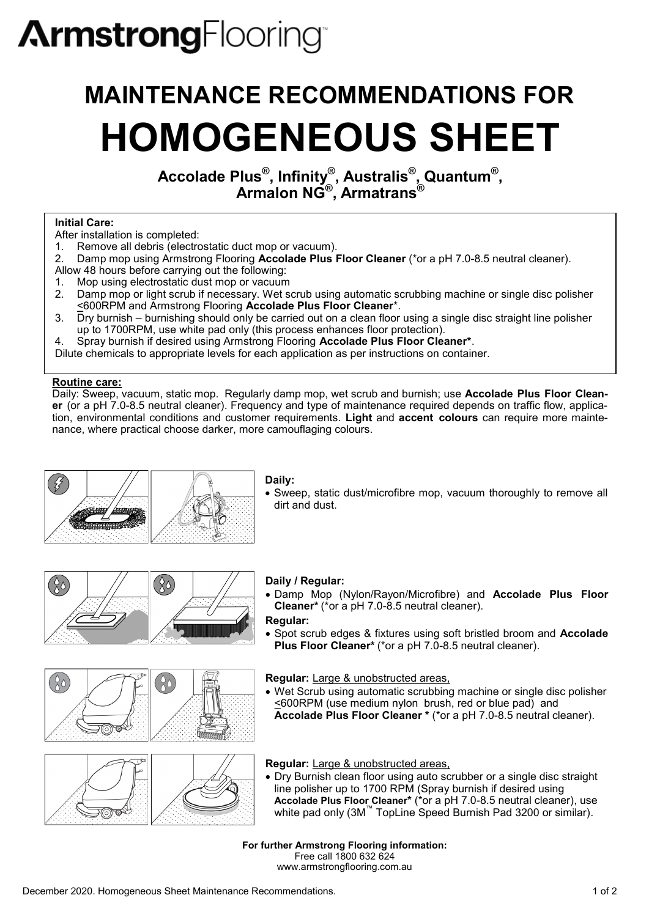# ArmstrongFlooring™

# MAINTENANCE RECOMMENDATIONS FOR HOMOGENEOUS SHEET

## Accolade Plus®, Infinity®, Australis®, Quantum®, Armalon NG®, Armatrans®

**Initial Care:**

After installation is completed:

1. Remove all debris (electrostatic duct mop or vacuum).
2. Damp mop using Armstrong Flooring **Accolade Plus Floor Cleaner** (*or a pH 7.0-8.5 neutral cleaner).

Allow 48 hours before carrying out the following:

1. Mop using electrostatic dust mop or vacuum
2. Damp mop or light scrub if necessary. Wet scrub using automatic scrubbing machine or single disc polisher ≤600RPM and Armstrong Flooring **Accolade Plus Floor Cleaner***.
3. Dry burnish – burnishing should only be carried out on a clean floor using a single disc straight line polisher up to 1700RPM, use white pad only (this process enhances floor protection).
4. Spray burnish if desired using Armstrong Flooring **Accolade Plus Floor Cleaner***.

Dilute chemicals to appropriate levels for each application as per instructions on container.

**Routine care:**

Daily: Sweep, vacuum, static mop. Regularly damp mop, wet scrub and burnish; use **Accolade Plus Floor Cleaner** (or a pH 7.0-8.5 neutral cleaner). Frequency and type of maintenance required depends on traffic flow, application, environmental conditions and customer requirements. **Light** and **accent colours** can require more maintenance, where practical choose darker, more camouflaging colours.

**Daily:**

- Sweep, static dust/microfibre mop, vacuum thoroughly to remove all dirt and dust.

**Daily / Regular:**

- Damp Mop (Nylon/Rayon/Microfibre) and **Accolade Plus Floor Cleaner*** (*or a pH 7.0-8.5 neutral cleaner).

**Regular:**

- Spot scrub edges & fixtures using soft bristled broom and **Accolade Plus Floor Cleaner*** (*or a pH 7.0-8.5 neutral cleaner).

**Regular:** Large & unobstructed areas,

- Wet Scrub using automatic scrubbing machine or single disc polisher ≤600RPM (use medium nylon brush, red or blue pad) and **Accolade Plus Floor Cleaner *** (*or a pH 7.0-8.5 neutral cleaner).

**Regular:** Large & unobstructed areas,

- Dry Burnish clean floor using auto scrubber or a single disc straight line polisher up to 1700 RPM (Spray burnish if desired using **Accolade Plus Floor Cleaner*** (*or a pH 7.0-8.5 neutral cleaner), use white pad only (3M™ TopLine Speed Burnish Pad 3200 or similar).

**For further Armstrong Flooring information:**
Free call 1800 632 624
www.armstrongflooring.com.au

December 2020. Homogeneous Sheet Maintenance Recommendations.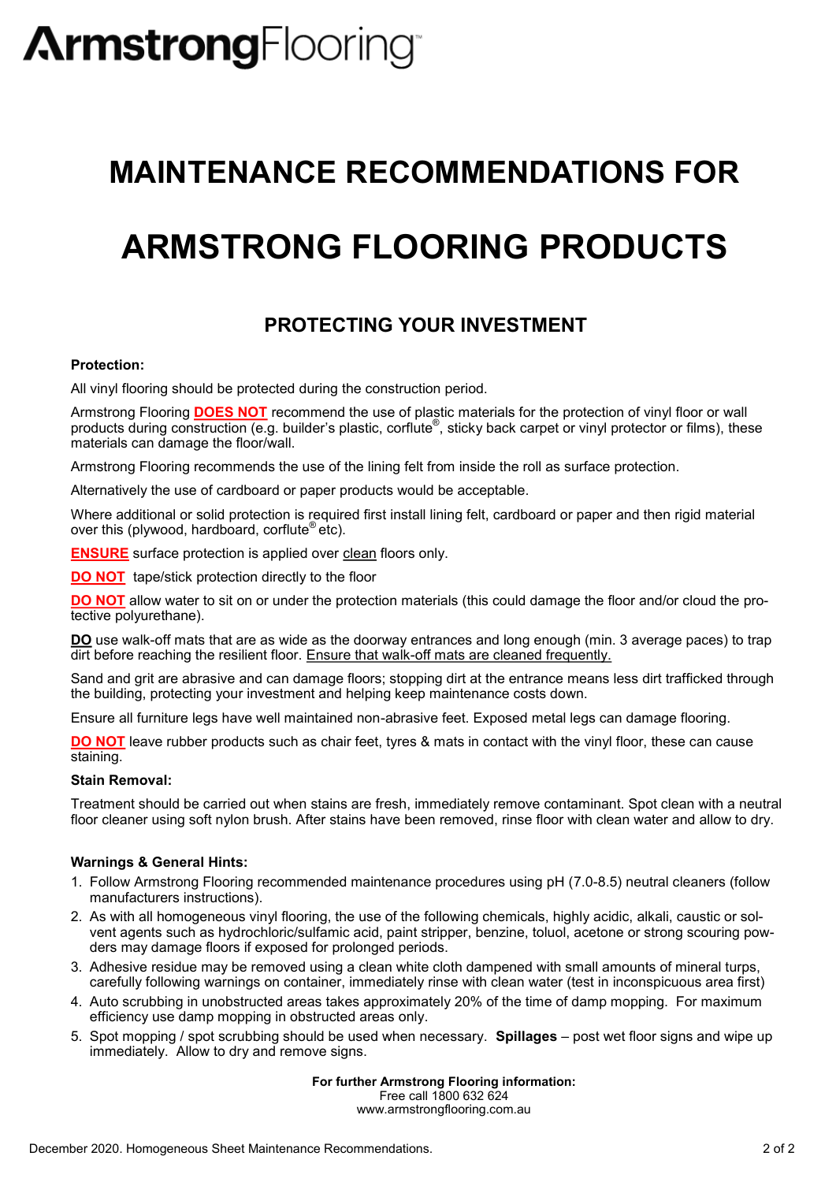**ArmstrongFlooring**™

# MAINTENANCE RECOMMENDATIONS FOR

# ARMSTRONG FLOORING PRODUCTS

## PROTECTING YOUR INVESTMENT

**Protection:**

All vinyl flooring should be protected during the construction period.

Armstrong Flooring **DOES NOT** recommend the use of plastic materials for the protection of vinyl floor or wall products during construction (e.g. builder's plastic, corflute®, sticky back carpet or vinyl protector or films), these materials can damage the floor/wall.

Armstrong Flooring recommends the use of the lining felt from inside the roll as surface protection.

Alternatively the use of cardboard or paper products would be acceptable.

Where additional or solid protection is required first install lining felt, cardboard or paper and then rigid material over this (plywood, hardboard, corflute® etc).

**ENSURE** surface protection is applied over clean floors only.

**DO NOT** tape/stick protection directly to the floor

**DO NOT** allow water to sit on or under the protection materials (this could damage the floor and/or cloud the protective polyurethane).

**DO** use walk-off mats that are as wide as the doorway entrances and long enough (min. 3 average paces) to trap dirt before reaching the resilient floor. Ensure that walk-off mats are cleaned frequently.

Sand and grit are abrasive and can damage floors; stopping dirt at the entrance means less dirt trafficked through the building, protecting your investment and helping keep maintenance costs down.

Ensure all furniture legs have well maintained non-abrasive feet. Exposed metal legs can damage flooring.

**DO NOT** leave rubber products such as chair feet, tyres & mats in contact with the vinyl floor, these can cause staining.

**Stain Removal:**

Treatment should be carried out when stains are fresh, immediately remove contaminant. Spot clean with a neutral floor cleaner using soft nylon brush. After stains have been removed, rinse floor with clean water and allow to dry.

**Warnings & General Hints:**

1. Follow Armstrong Flooring recommended maintenance procedures using pH (7.0-8.5) neutral cleaners (follow manufacturers instructions).
2. As with all homogeneous vinyl flooring, the use of the following chemicals, highly acidic, alkali, caustic or solvent agents such as hydrochloric/sulfamic acid, paint stripper, benzine, toluol, acetone or strong scouring powders may damage floors if exposed for prolonged periods.
3. Adhesive residue may be removed using a clean white cloth dampened with small amounts of mineral turps, carefully following warnings on container, immediately rinse with clean water (test in inconspicuous area first)
4. Auto scrubbing in unobstructed areas takes approximately 20% of the time of damp mopping. For maximum efficiency use damp mopping in obstructed areas only.
5. Spot mopping / spot scrubbing should be used when necessary. **Spillages** – post wet floor signs and wipe up immediately. Allow to dry and remove signs.

**For further Armstrong Flooring information:**
Free call 1800 632 624
www.armstrongflooring.com.au

December 2020. Homogeneous Sheet Maintenance Recommendations.